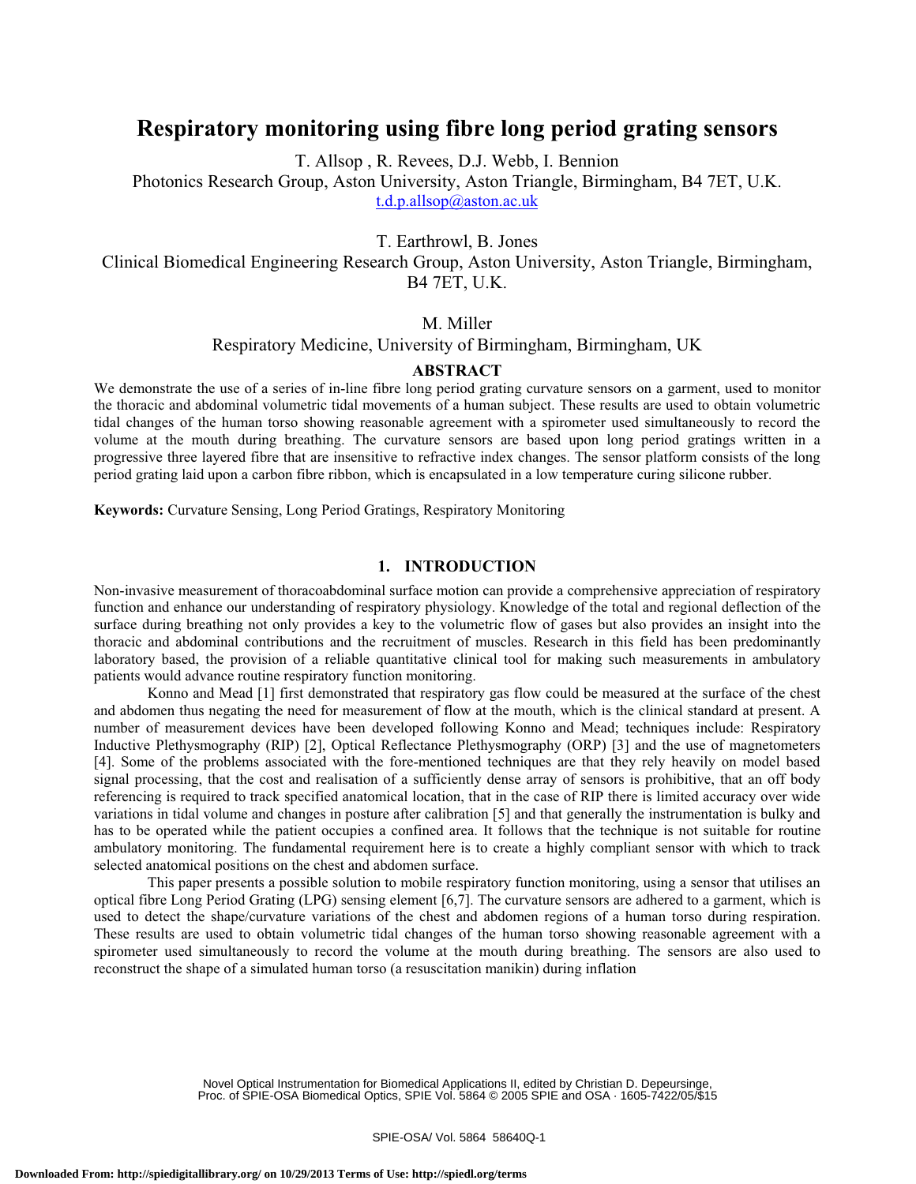# Respiratory monitoring using fibre long period grating sensors

T. Allsop , R. Revees, D.J. Webb, I. Bennion
Photonics Research Group, Aston University, Aston Triangle, Birmingham, B4 7ET, U.K.
t.d.p.allsop@aston.ac.uk

T. Earthrowl, B. Jones
Clinical Biomedical Engineering Research Group, Aston University, Aston Triangle, Birmingham, B4 7ET, U.K.

M. Miller
Respiratory Medicine, University of Birmingham, Birmingham, UK

## ABSTRACT

We demonstrate the use of a series of in-line fibre long period grating curvature sensors on a garment, used to monitor the thoracic and abdominal volumetric tidal movements of a human subject. These results are used to obtain volumetric tidal changes of the human torso showing reasonable agreement with a spirometer used simultaneously to record the volume at the mouth during breathing. The curvature sensors are based upon long period gratings written in a progressive three layered fibre that are insensitive to refractive index changes. The sensor platform consists of the long period grating laid upon a carbon fibre ribbon, which is encapsulated in a low temperature curing silicone rubber.

**Keywords:** Curvature Sensing, Long Period Gratings, Respiratory Monitoring

## 1. INTRODUCTION

Non-invasive measurement of thoracoabdominal surface motion can provide a comprehensive appreciation of respiratory function and enhance our understanding of respiratory physiology. Knowledge of the total and regional deflection of the surface during breathing not only provides a key to the volumetric flow of gases but also provides an insight into the thoracic and abdominal contributions and the recruitment of muscles. Research in this field has been predominantly laboratory based, the provision of a reliable quantitative clinical tool for making such measurements in ambulatory patients would advance routine respiratory function monitoring.

Konno and Mead [1] first demonstrated that respiratory gas flow could be measured at the surface of the chest and abdomen thus negating the need for measurement of flow at the mouth, which is the clinical standard at present. A number of measurement devices have been developed following Konno and Mead; techniques include: Respiratory Inductive Plethysmography (RIP) [2], Optical Reflectance Plethysmography (ORP) [3] and the use of magnetometers [4]. Some of the problems associated with the fore-mentioned techniques are that they rely heavily on model based signal processing, that the cost and realisation of a sufficiently dense array of sensors is prohibitive, that an off body referencing is required to track specified anatomical location, that in the case of RIP there is limited accuracy over wide variations in tidal volume and changes in posture after calibration [5] and that generally the instrumentation is bulky and has to be operated while the patient occupies a confined area. It follows that the technique is not suitable for routine ambulatory monitoring. The fundamental requirement here is to create a highly compliant sensor with which to track selected anatomical positions on the chest and abdomen surface.

This paper presents a possible solution to mobile respiratory function monitoring, using a sensor that utilises an optical fibre Long Period Grating (LPG) sensing element [6,7]. The curvature sensors are adhered to a garment, which is used to detect the shape/curvature variations of the chest and abdomen regions of a human torso during respiration. These results are used to obtain volumetric tidal changes of the human torso showing reasonable agreement with a spirometer used simultaneously to record the volume at the mouth during breathing. The sensors are also used to reconstruct the shape of a simulated human torso (a resuscitation manikin) during inflation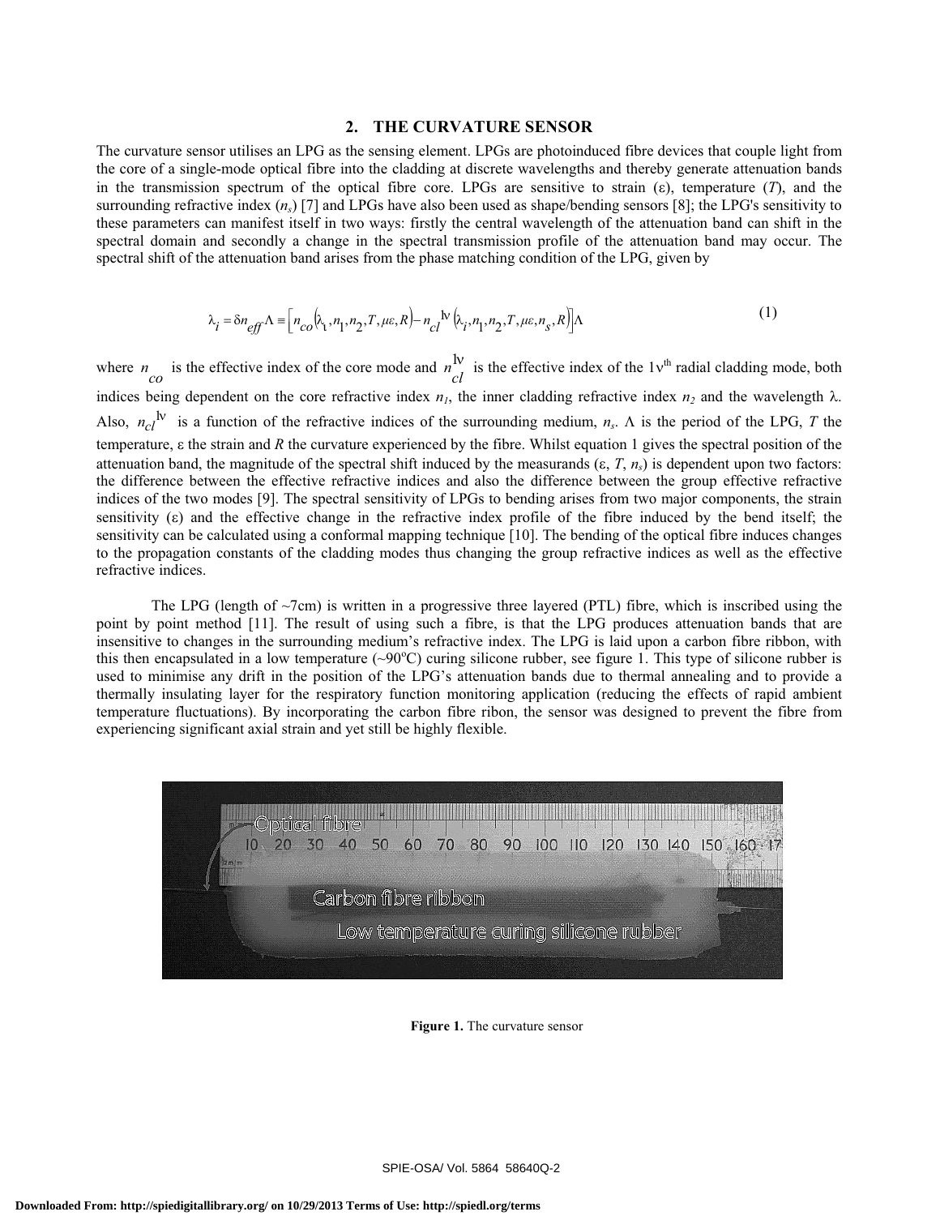## 2. THE CURVATURE SENSOR

The curvature sensor utilises an LPG as the sensing element. LPGs are photoinduced fibre devices that couple light from the core of a single-mode optical fibre into the cladding at discrete wavelengths and thereby generate attenuation bands in the transmission spectrum of the optical fibre core. LPGs are sensitive to strain ($\varepsilon$), temperature ($T$), and the surrounding refractive index ($n_s$) [7] and LPGs have also been used as shape/bending sensors [8]; the LPG's sensitivity to these parameters can manifest itself in two ways: firstly the central wavelength of the attenuation band can shift in the spectral domain and secondly a change in the spectral transmission profile of the attenuation band may occur. The spectral shift of the attenuation band arises from the phase matching condition of the LPG, given by

$$\lambda_i = \delta n_{eff}\Lambda \equiv \left[ n_{co}\left(\lambda_i, n_1, n_2, T, \mu\varepsilon, R\right) - n_{cl}^{1\nu}\left(\lambda_i, n_1, n_2, T, \mu\varepsilon, n_s, R\right)\right]\Lambda \tag{1}$$

where $n_{co}$ is the effective index of the core mode and $n_{cl}^{1\nu}$ is the effective index of the 1ν[th] radial cladding mode, both indices being dependent on the core refractive index $n_1$, the inner cladding refractive index $n_2$ and the wavelength $\lambda$. Also, $n_{cl}^{1\nu}$ is a function of the refractive indices of the surrounding medium, $n_s$. $\Lambda$ is the period of the LPG, $T$ the temperature, $\varepsilon$ the strain and $R$ the curvature experienced by the fibre. Whilst equation 1 gives the spectral position of the attenuation band, the magnitude of the spectral shift induced by the measurands ($\varepsilon$, $T$, $n_s$) is dependent upon two factors: the difference between the effective refractive indices and also the difference between the group effective refractive indices of the two modes [9]. The spectral sensitivity of LPGs to bending arises from two major components, the strain sensitivity ($\varepsilon$) and the effective change in the refractive index profile of the fibre induced by the bend itself; the sensitivity can be calculated using a conformal mapping technique [10]. The bending of the optical fibre induces changes to the propagation constants of the cladding modes thus changing the group refractive indices as well as the effective refractive indices.

The LPG (length of ~7cm) is written in a progressive three layered (PTL) fibre, which is inscribed using the point by point method [11]. The result of using such a fibre, is that the LPG produces attenuation bands that are insensitive to changes in the surrounding medium's refractive index. The LPG is laid upon a carbon fibre ribbon, with this then encapsulated in a low temperature (~90$^{o}$C) curing silicone rubber, see figure 1. This type of silicone rubber is used to minimise any drift in the position of the LPG's attenuation bands due to thermal annealing and to provide a thermally insulating layer for the respiratory function monitoring application (reducing the effects of rapid ambient temperature fluctuations). By incorporating the carbon fibre ribon, the sensor was designed to prevent the fibre from experiencing significant axial strain and yet still be highly flexible.

**Figure 1.** The curvature sensor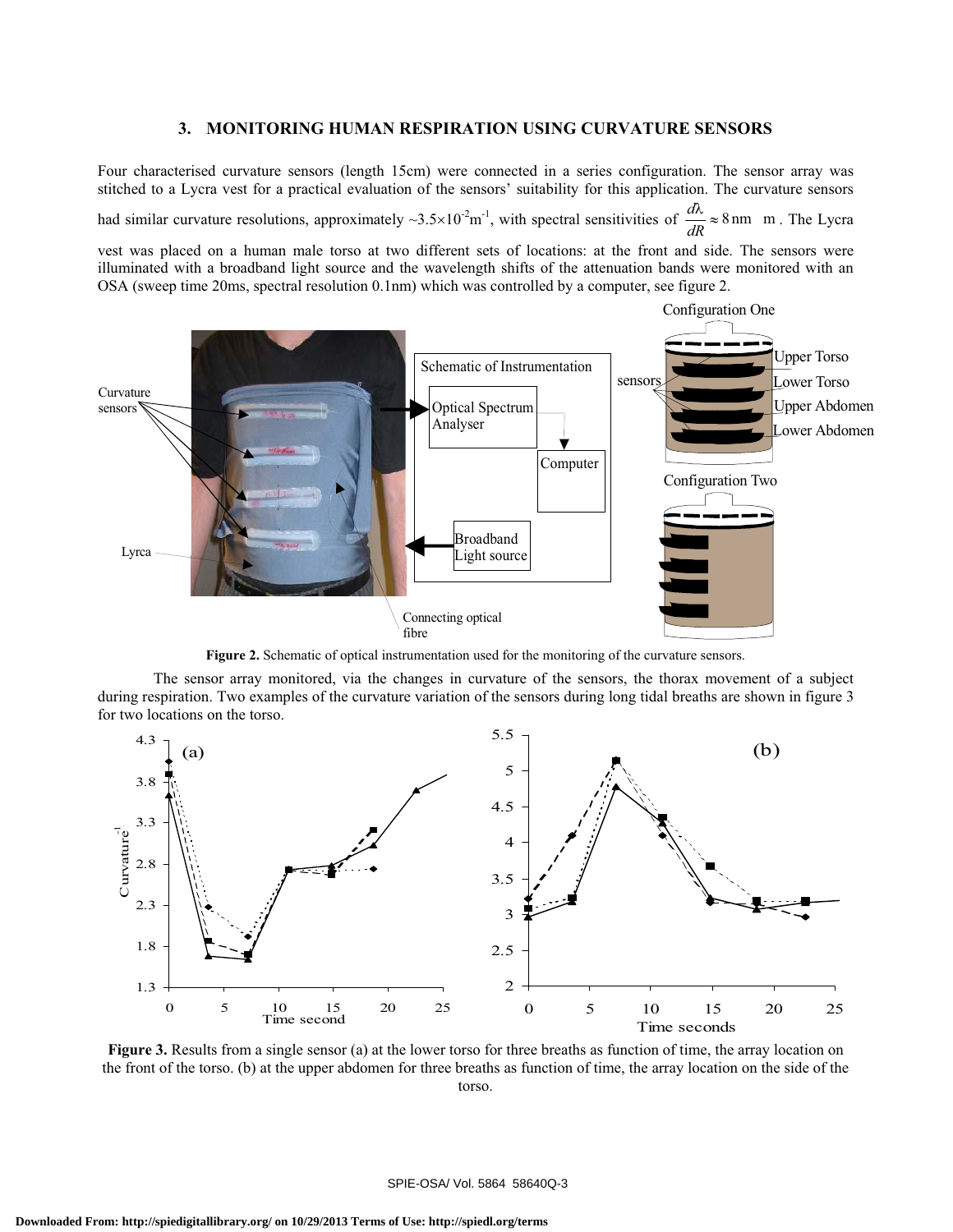## 3. MONITORING HUMAN RESPIRATION USING CURVATURE SENSORS

Four characterised curvature sensors (length 15cm) were connected in a series configuration. The sensor array was stitched to a Lycra vest for a practical evaluation of the sensors' suitability for this application. The curvature sensors had similar curvature resolutions, approximately $\sim 3.5\times10^{-2}\text{m}^{-1}$, with spectral sensitivities of $\frac{d\lambda}{dR} \approx 8\,\text{nm m}$. The Lycra vest was placed on a human male torso at two different sets of locations: at the front and side. The sensors were illuminated with a broadband light source and the wavelength shifts of the attenuation bands were monitored with an OSA (sweep time 20ms, spectral resolution 0.1nm) which was controlled by a computer, see figure 2.

**Figure 2.** Schematic of optical instrumentation used for the monitoring of the curvature sensors.

The sensor array monitored, via the changes in curvature of the sensors, the thorax movement of a subject during respiration. Two examples of the curvature variation of the sensors during long tidal breaths are shown in figure 3 for two locations on the torso.

**Figure 3.** Results from a single sensor (a) at the lower torso for three breaths as function of time, the array location on the front of the torso. (b) at the upper abdomen for three breaths as function of time, the array location on the side of the torso.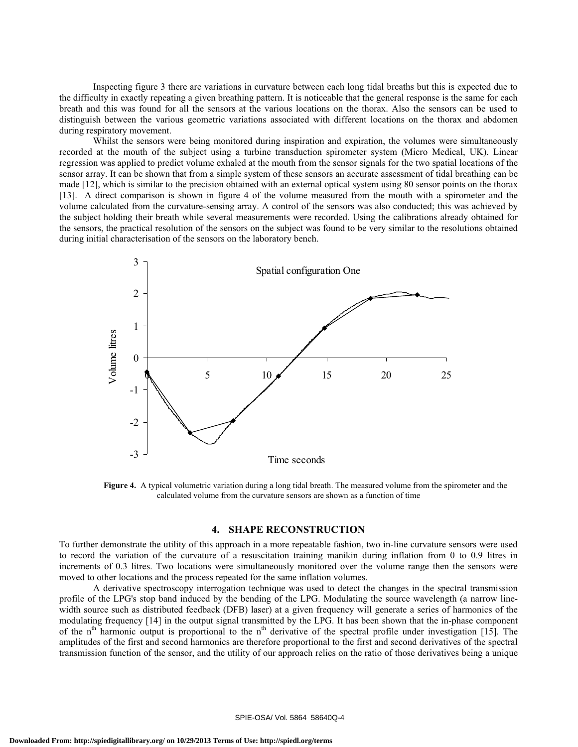Inspecting figure 3 there are variations in curvature between each long tidal breaths but this is expected due to the difficulty in exactly repeating a given breathing pattern. It is noticeable that the general response is the same for each breath and this was found for all the sensors at the various locations on the thorax. Also the sensors can be used to distinguish between the various geometric variations associated with different locations on the thorax and abdomen during respiratory movement.

Whilst the sensors were being monitored during inspiration and expiration, the volumes were simultaneously recorded at the mouth of the subject using a turbine transduction spirometer system (Micro Medical, UK). Linear regression was applied to predict volume exhaled at the mouth from the sensor signals for the two spatial locations of the sensor array. It can be shown that from a simple system of these sensors an accurate assessment of tidal breathing can be made [12], which is similar to the precision obtained with an external optical system using 80 sensor points on the thorax [13]. A direct comparison is shown in figure 4 of the volume measured from the mouth with a spirometer and the volume calculated from the curvature-sensing array. A control of the sensors was also conducted; this was achieved by the subject holding their breath while several measurements were recorded. Using the calibrations already obtained for the sensors, the practical resolution of the sensors on the subject was found to be very similar to the resolutions obtained during initial characterisation of the sensors on the laboratory bench.

**Figure 4.** A typical volumetric variation during a long tidal breath. The measured volume from the spirometer and the calculated volume from the curvature sensors are shown as a function of time

## 4. SHAPE RECONSTRUCTION

To further demonstrate the utility of this approach in a more repeatable fashion, two in-line curvature sensors were used to record the variation of the curvature of a resuscitation training manikin during inflation from 0 to 0.9 litres in increments of 0.3 litres. Two locations were simultaneously monitored over the volume range then the sensors were moved to other locations and the process repeated for the same inflation volumes.

A derivative spectroscopy interrogation technique was used to detect the changes in the spectral transmission profile of the LPG's stop band induced by the bending of the LPG. Modulating the source wavelength (a narrow line-width source such as distributed feedback (DFB) laser) at a given frequency will generate a series of harmonics of the modulating frequency [14] in the output signal transmitted by the LPG. It has been shown that the in-phase component of the $n^{th}$ harmonic output is proportional to the $n^{th}$ derivative of the spectral profile under investigation [15]. The amplitudes of the first and second harmonics are therefore proportional to the first and second derivatives of the spectral transmission function of the sensor, and the utility of our approach relies on the ratio of those derivatives being a unique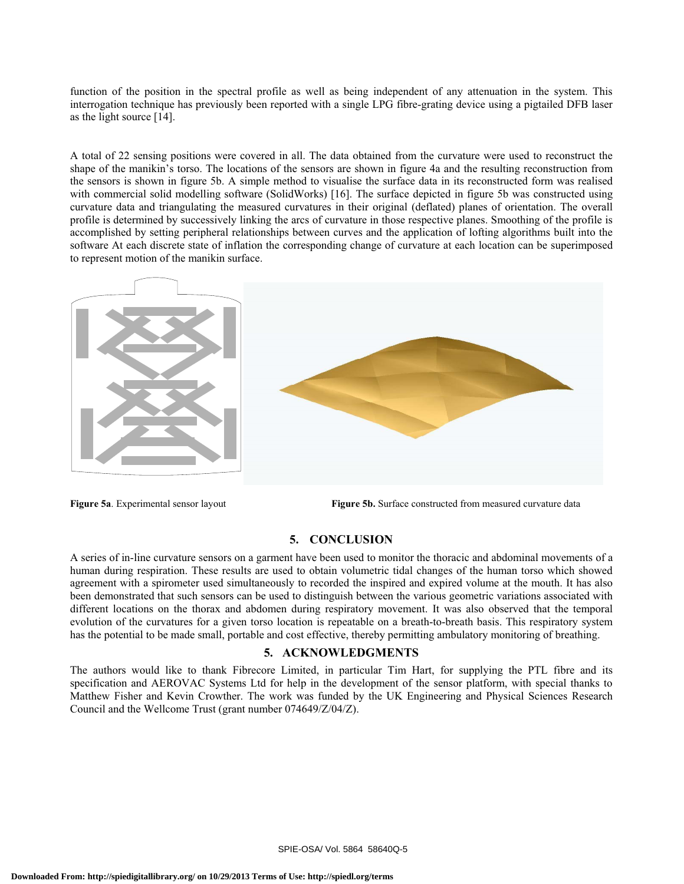function of the position in the spectral profile as well as being independent of any attenuation in the system. This interrogation technique has previously been reported with a single LPG fibre-grating device using a pigtailed DFB laser as the light source [14].

A total of 22 sensing positions were covered in all. The data obtained from the curvature were used to reconstruct the shape of the manikin's torso. The locations of the sensors are shown in figure 4a and the resulting reconstruction from the sensors is shown in figure 5b. A simple method to visualise the surface data in its reconstructed form was realised with commercial solid modelling software (SolidWorks) [16]. The surface depicted in figure 5b was constructed using curvature data and triangulating the measured curvatures in their original (deflated) planes of orientation. The overall profile is determined by successively linking the arcs of curvature in those respective planes. Smoothing of the profile is accomplished by setting peripheral relationships between curves and the application of lofting algorithms built into the software At each discrete state of inflation the corresponding change of curvature at each location can be superimposed to represent motion of the manikin surface.

**Figure 5a**. Experimental sensor layout

**Figure 5b.** Surface constructed from measured curvature data

## 5. CONCLUSION

A series of in-line curvature sensors on a garment have been used to monitor the thoracic and abdominal movements of a human during respiration. These results are used to obtain volumetric tidal changes of the human torso which showed agreement with a spirometer used simultaneously to recorded the inspired and expired volume at the mouth. It has also been demonstrated that such sensors can be used to distinguish between the various geometric variations associated with different locations on the thorax and abdomen during respiratory movement. It was also observed that the temporal evolution of the curvatures for a given torso location is repeatable on a breath-to-breath basis. This respiratory system has the potential to be made small, portable and cost effective, thereby permitting ambulatory monitoring of breathing.

## 5. ACKNOWLEDGMENTS

The authors would like to thank Fibrecore Limited, in particular Tim Hart, for supplying the PTL fibre and its specification and AEROVAC Systems Ltd for help in the development of the sensor platform, with special thanks to Matthew Fisher and Kevin Crowther. The work was funded by the UK Engineering and Physical Sciences Research Council and the Wellcome Trust (grant number 074649/Z/04/Z).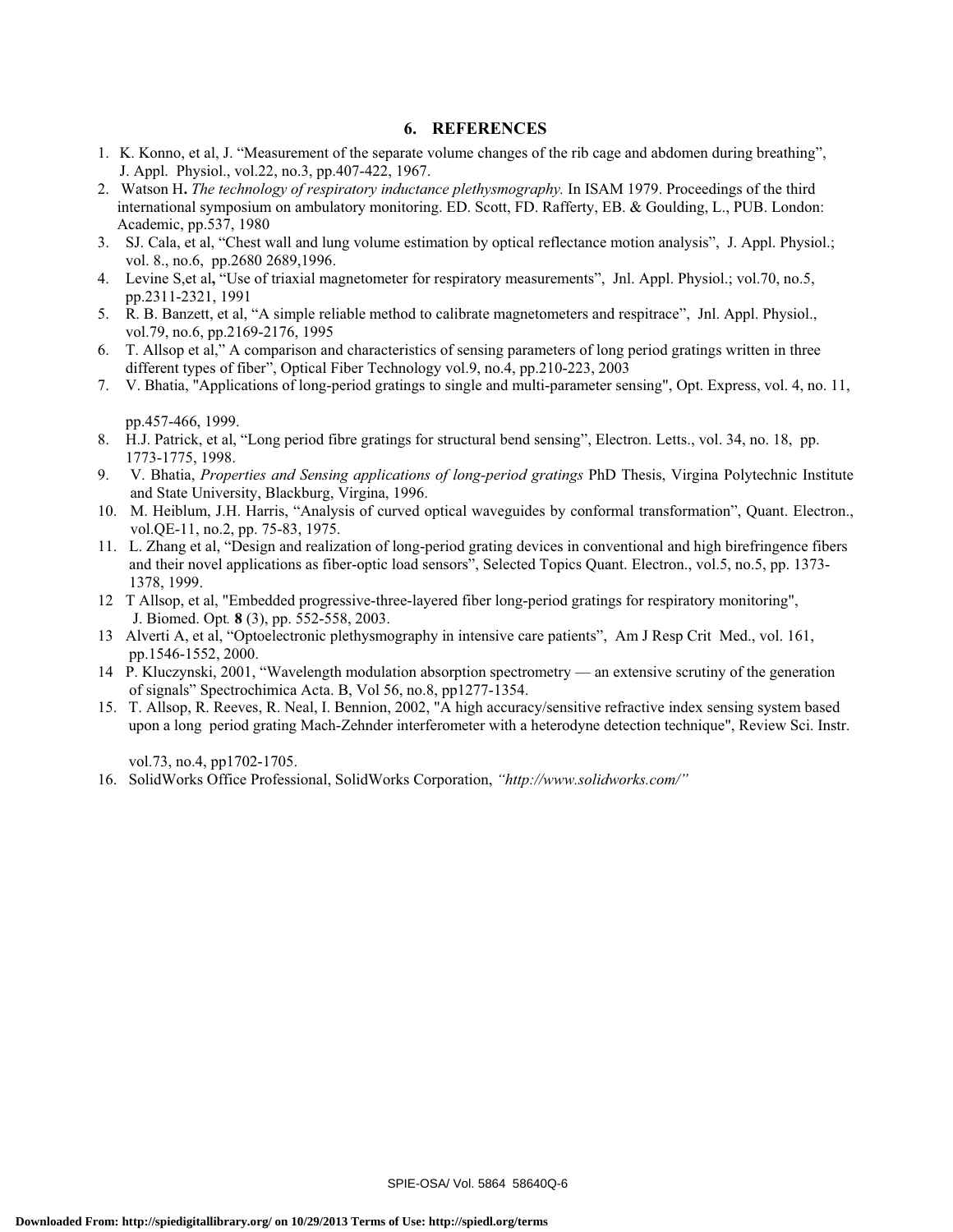## 6. REFERENCES

1. K. Konno, et al, J. "Measurement of the separate volume changes of the rib cage and abdomen during breathing", J. Appl. Physiol., vol.22, no.3, pp.407-422, 1967.
2. Watson H**.** *The technology of respiratory inductance plethysmography.* In ISAM 1979. Proceedings of the third international symposium on ambulatory monitoring. ED. Scott, FD. Rafferty, EB. & Goulding, L., PUB. London: Academic, pp.537, 1980
3. SJ. Cala, et al, "Chest wall and lung volume estimation by optical reflectance motion analysis", J. Appl. Physiol.; vol. 8., no.6, pp.2680 2689,1996.
4. Levine S,et al**,** "Use of triaxial magnetometer for respiratory measurements", Jnl. Appl. Physiol.; vol.70, no.5, pp.2311-2321, 1991
5. R. B. Banzett, et al, "A simple reliable method to calibrate magnetometers and respitrace", Jnl. Appl. Physiol., vol.79, no.6, pp.2169-2176, 1995
6. T. Allsop et al," A comparison and characteristics of sensing parameters of long period gratings written in three different types of fiber", Optical Fiber Technology vol.9, no.4, pp.210-223, 2003
7. V. Bhatia, "Applications of long-period gratings to single and multi-parameter sensing", Opt. Express, vol. 4, no. 11, pp.457-466, 1999.
8. H.J. Patrick, et al, "Long period fibre gratings for structural bend sensing", Electron. Letts., vol. 34, no. 18, pp. 1773-1775, 1998.
9. V. Bhatia, *Properties and Sensing applications of long-period gratings* PhD Thesis, Virgina Polytechnic Institute and State University, Blackburg, Virgina, 1996.
10. M. Heiblum, J.H. Harris, "Analysis of curved optical waveguides by conformal transformation", Quant. Electron., vol.QE-11, no.2, pp. 75-83, 1975.
11. L. Zhang et al, "Design and realization of long-period grating devices in conventional and high birefringence fibers and their novel applications as fiber-optic load sensors", Selected Topics Quant. Electron., vol.5, no.5, pp. 1373-1378, 1999.
12. T Allsop, et al, "Embedded progressive-three-layered fiber long-period gratings for respiratory monitoring", J. Biomed. Opt. **8** (3), pp. 552-558, 2003.
13. Alverti A, et al, "Optoelectronic plethysmography in intensive care patients", Am J Resp Crit Med., vol. 161, pp.1546-1552, 2000.
14. P. Kluczynski, 2001, "Wavelength modulation absorption spectrometry — an extensive scrutiny of the generation of signals" Spectrochimica Acta. B, Vol 56, no.8, pp1277-1354.
15. T. Allsop, R. Reeves, R. Neal, I. Bennion, 2002, "A high accuracy/sensitive refractive index sensing system based upon a long period grating Mach-Zehnder interferometer with a heterodyne detection technique", Review Sci. Instr. vol.73, no.4, pp1702-1705.
16. SolidWorks Office Professional, SolidWorks Corporation, *"http://www.solidworks.com/"*